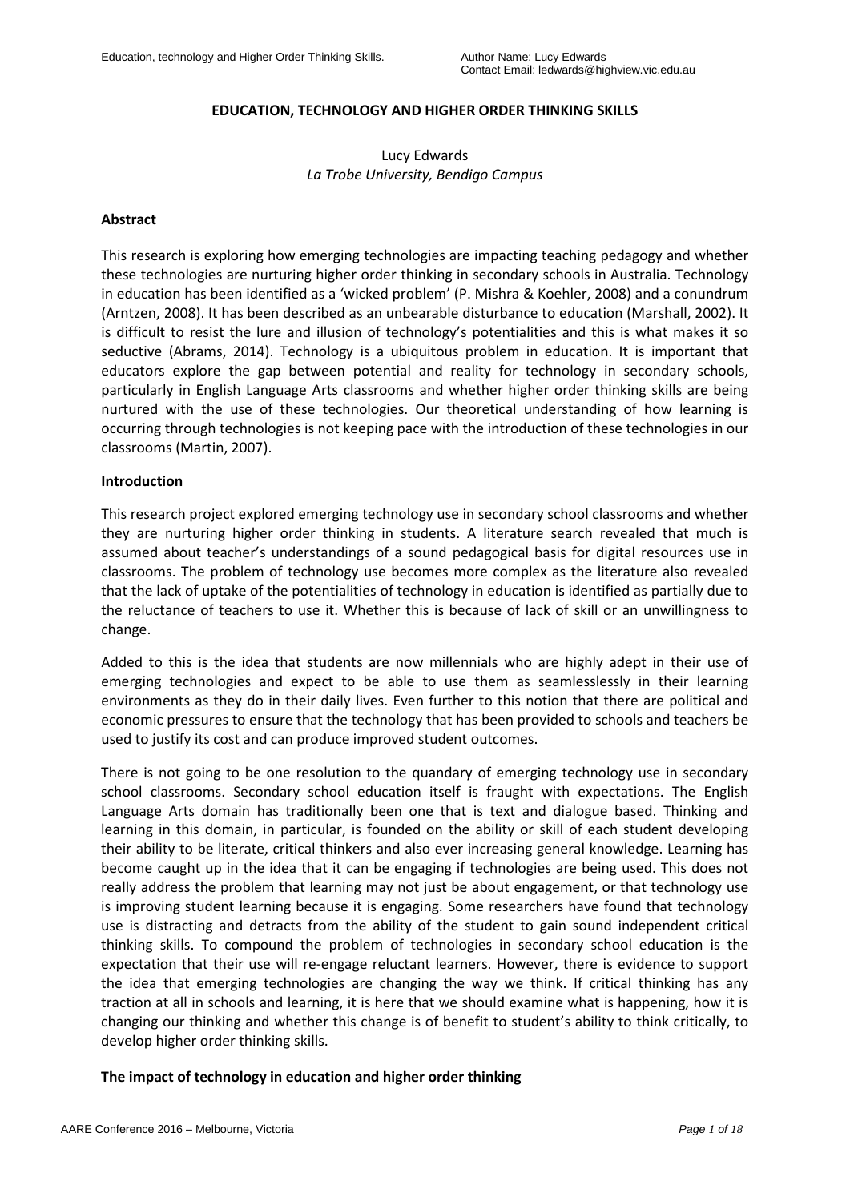# EDUCATION, TECHNOLOGY AND HIGHER ORDER THINKING SKILLS

Lucy Edwards
*La Trobe University, Bendigo Campus*

## Abstract

This research is exploring how emerging technologies are impacting teaching pedagogy and whether these technologies are nurturing higher order thinking in secondary schools in Australia. Technology in education has been identified as a 'wicked problem' (P. Mishra & Koehler, 2008) and a conundrum (Arntzen, 2008). It has been described as an unbearable disturbance to education (Marshall, 2002). It is difficult to resist the lure and illusion of technology's potentialities and this is what makes it so seductive (Abrams, 2014). Technology is a ubiquitous problem in education. It is important that educators explore the gap between potential and reality for technology in secondary schools, particularly in English Language Arts classrooms and whether higher order thinking skills are being nurtured with the use of these technologies. Our theoretical understanding of how learning is occurring through technologies is not keeping pace with the introduction of these technologies in our classrooms (Martin, 2007).

## Introduction

This research project explored emerging technology use in secondary school classrooms and whether they are nurturing higher order thinking in students. A literature search revealed that much is assumed about teacher's understandings of a sound pedagogical basis for digital resources use in classrooms. The problem of technology use becomes more complex as the literature also revealed that the lack of uptake of the potentialities of technology in education is identified as partially due to the reluctance of teachers to use it. Whether this is because of lack of skill or an unwillingness to change.

Added to this is the idea that students are now millennials who are highly adept in their use of emerging technologies and expect to be able to use them as seamlesslessly in their learning environments as they do in their daily lives. Even further to this notion that there are political and economic pressures to ensure that the technology that has been provided to schools and teachers be used to justify its cost and can produce improved student outcomes.

There is not going to be one resolution to the quandary of emerging technology use in secondary school classrooms. Secondary school education itself is fraught with expectations. The English Language Arts domain has traditionally been one that is text and dialogue based. Thinking and learning in this domain, in particular, is founded on the ability or skill of each student developing their ability to be literate, critical thinkers and also ever increasing general knowledge. Learning has become caught up in the idea that it can be engaging if technologies are being used. This does not really address the problem that learning may not just be about engagement, or that technology use is improving student learning because it is engaging. Some researchers have found that technology use is distracting and detracts from the ability of the student to gain sound independent critical thinking skills. To compound the problem of technologies in secondary school education is the expectation that their use will re-engage reluctant learners. However, there is evidence to support the idea that emerging technologies are changing the way we think. If critical thinking has any traction at all in schools and learning, it is here that we should examine what is happening, how it is changing our thinking and whether this change is of benefit to student's ability to think critically, to develop higher order thinking skills.

## The impact of technology in education and higher order thinking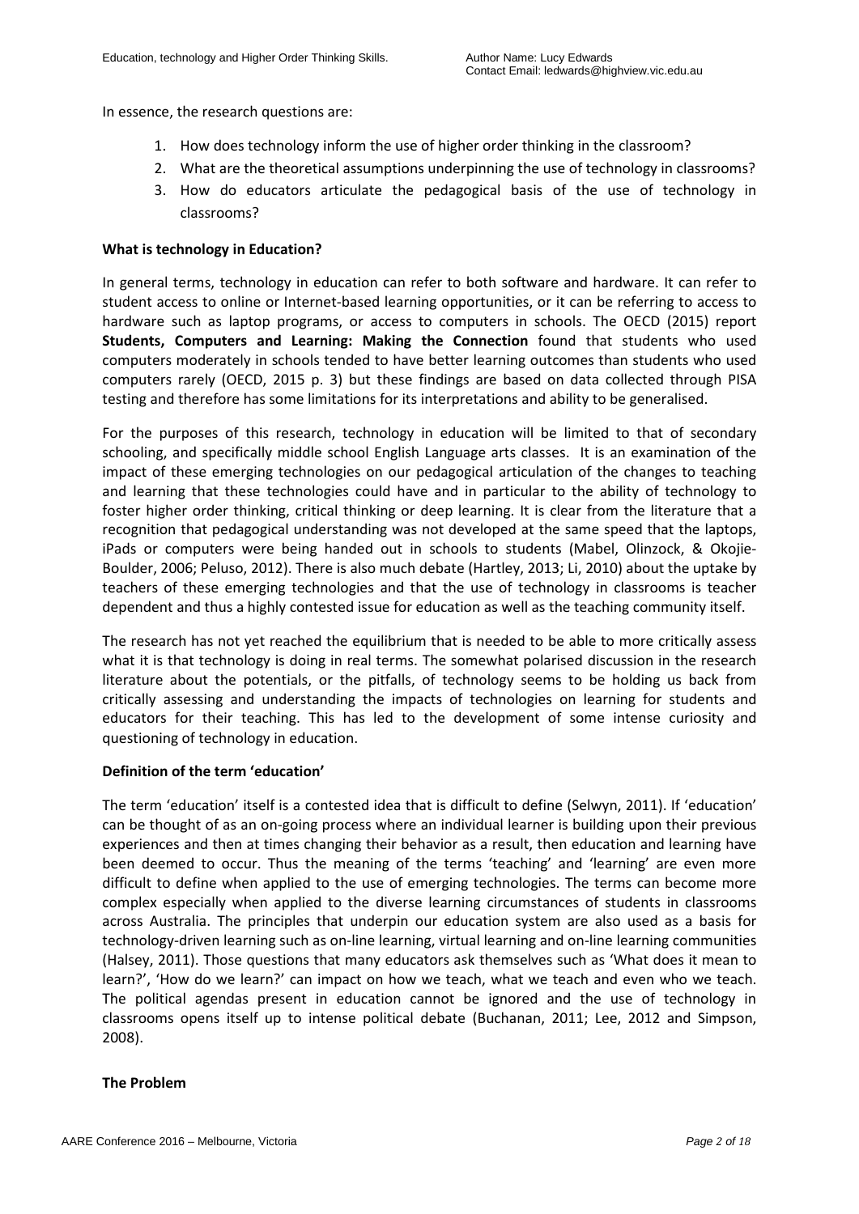In essence, the research questions are:

1. How does technology inform the use of higher order thinking in the classroom?
2. What are the theoretical assumptions underpinning the use of technology in classrooms?
3. How do educators articulate the pedagogical basis of the use of technology in classrooms?

**What is technology in Education?**

In general terms, technology in education can refer to both software and hardware. It can refer to student access to online or Internet-based learning opportunities, or it can be referring to access to hardware such as laptop programs, or access to computers in schools. The OECD (2015) report **Students, Computers and Learning: Making the Connection** found that students who used computers moderately in schools tended to have better learning outcomes than students who used computers rarely (OECD, 2015 p. 3) but these findings are based on data collected through PISA testing and therefore has some limitations for its interpretations and ability to be generalised.

For the purposes of this research, technology in education will be limited to that of secondary schooling, and specifically middle school English Language arts classes. It is an examination of the impact of these emerging technologies on our pedagogical articulation of the changes to teaching and learning that these technologies could have and in particular to the ability of technology to foster higher order thinking, critical thinking or deep learning. It is clear from the literature that a recognition that pedagogical understanding was not developed at the same speed that the laptops, iPads or computers were being handed out in schools to students (Mabel, Olinzock, & Okojie-Boulder, 2006; Peluso, 2012). There is also much debate (Hartley, 2013; Li, 2010) about the uptake by teachers of these emerging technologies and that the use of technology in classrooms is teacher dependent and thus a highly contested issue for education as well as the teaching community itself.

The research has not yet reached the equilibrium that is needed to be able to more critically assess what it is that technology is doing in real terms. The somewhat polarised discussion in the research literature about the potentials, or the pitfalls, of technology seems to be holding us back from critically assessing and understanding the impacts of technologies on learning for students and educators for their teaching. This has led to the development of some intense curiosity and questioning of technology in education.

**Definition of the term 'education'**

The term 'education' itself is a contested idea that is difficult to define (Selwyn, 2011). If 'education' can be thought of as an on-going process where an individual learner is building upon their previous experiences and then at times changing their behavior as a result, then education and learning have been deemed to occur. Thus the meaning of the terms 'teaching' and 'learning' are even more difficult to define when applied to the use of emerging technologies. The terms can become more complex especially when applied to the diverse learning circumstances of students in classrooms across Australia. The principles that underpin our education system are also used as a basis for technology-driven learning such as on-line learning, virtual learning and on-line learning communities (Halsey, 2011). Those questions that many educators ask themselves such as 'What does it mean to learn?', 'How do we learn?' can impact on how we teach, what we teach and even who we teach. The political agendas present in education cannot be ignored and the use of technology in classrooms opens itself up to intense political debate (Buchanan, 2011; Lee, 2012 and Simpson, 2008).

**The Problem**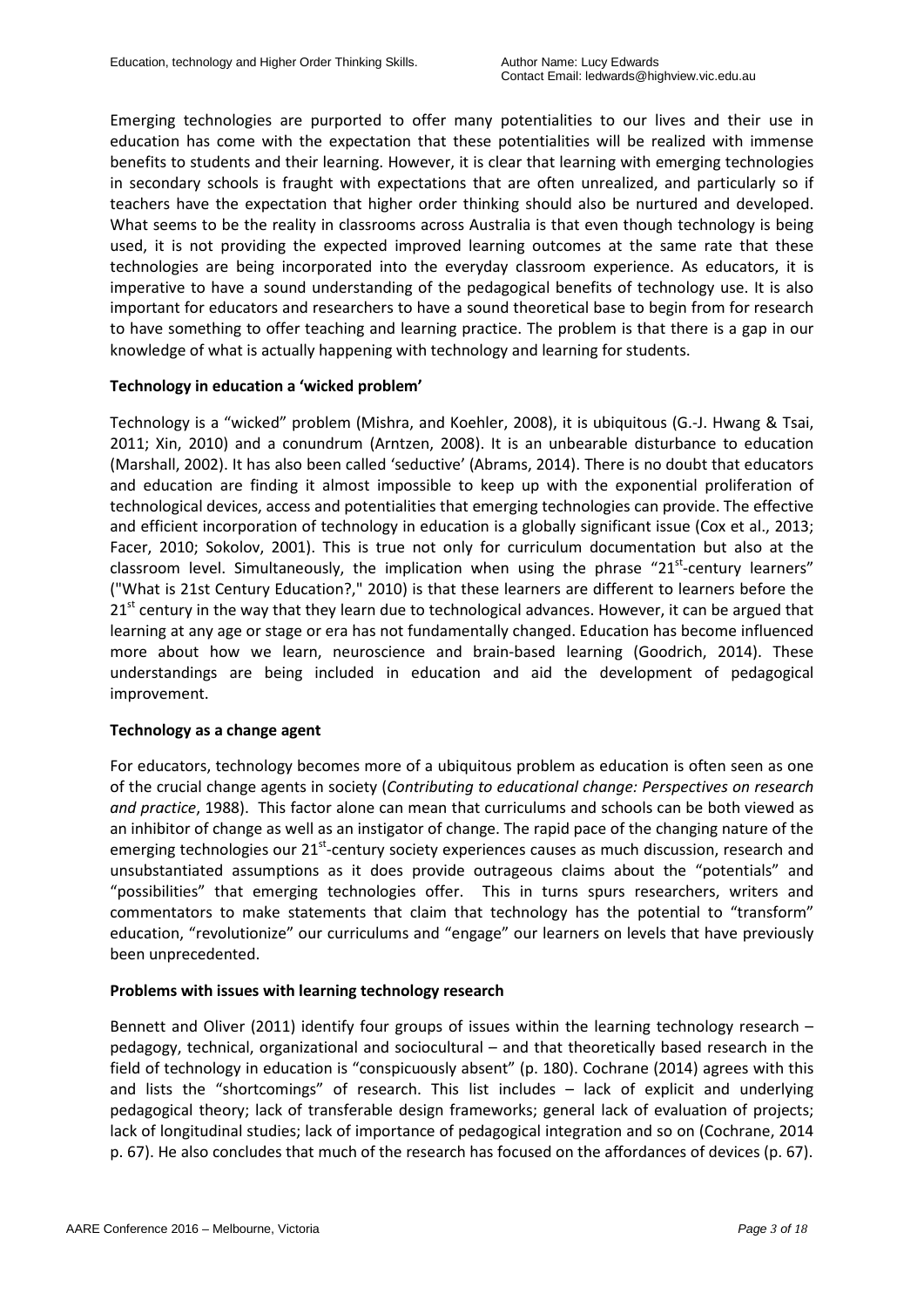Emerging technologies are purported to offer many potentialities to our lives and their use in education has come with the expectation that these potentialities will be realized with immense benefits to students and their learning. However, it is clear that learning with emerging technologies in secondary schools is fraught with expectations that are often unrealized, and particularly so if teachers have the expectation that higher order thinking should also be nurtured and developed. What seems to be the reality in classrooms across Australia is that even though technology is being used, it is not providing the expected improved learning outcomes at the same rate that these technologies are being incorporated into the everyday classroom experience. As educators, it is imperative to have a sound understanding of the pedagogical benefits of technology use. It is also important for educators and researchers to have a sound theoretical base to begin from for research to have something to offer teaching and learning practice. The problem is that there is a gap in our knowledge of what is actually happening with technology and learning for students.

**Technology in education a 'wicked problem'**

Technology is a "wicked" problem (Mishra, and Koehler, 2008), it is ubiquitous (G.-J. Hwang & Tsai, 2011; Xin, 2010) and a conundrum (Arntzen, 2008). It is an unbearable disturbance to education (Marshall, 2002). It has also been called 'seductive' (Abrams, 2014). There is no doubt that educators and education are finding it almost impossible to keep up with the exponential proliferation of technological devices, access and potentialities that emerging technologies can provide. The effective and efficient incorporation of technology in education is a globally significant issue (Cox et al., 2013; Facer, 2010; Sokolov, 2001). This is true not only for curriculum documentation but also at the classroom level. Simultaneously, the implication when using the phrase "21st-century learners" ("What is 21st Century Education?," 2010) is that these learners are different to learners before the 21st century in the way that they learn due to technological advances. However, it can be argued that learning at any age or stage or era has not fundamentally changed. Education has become influenced more about how we learn, neuroscience and brain-based learning (Goodrich, 2014). These understandings are being included in education and aid the development of pedagogical improvement.

**Technology as a change agent**

For educators, technology becomes more of a ubiquitous problem as education is often seen as one of the crucial change agents in society (*Contributing to educational change: Perspectives on research and practice*, 1988). This factor alone can mean that curriculums and schools can be both viewed as an inhibitor of change as well as an instigator of change. The rapid pace of the changing nature of the emerging technologies our 21st-century society experiences causes as much discussion, research and unsubstantiated assumptions as it does provide outrageous claims about the "potentials" and "possibilities" that emerging technologies offer. This in turns spurs researchers, writers and commentators to make statements that claim that technology has the potential to "transform" education, "revolutionize" our curriculums and "engage" our learners on levels that have previously been unprecedented.

**Problems with issues with learning technology research**

Bennett and Oliver (2011) identify four groups of issues within the learning technology research – pedagogy, technical, organizational and sociocultural – and that theoretically based research in the field of technology in education is "conspicuously absent" (p. 180). Cochrane (2014) agrees with this and lists the "shortcomings" of research. This list includes – lack of explicit and underlying pedagogical theory; lack of transferable design frameworks; general lack of evaluation of projects; lack of longitudinal studies; lack of importance of pedagogical integration and so on (Cochrane, 2014 p. 67). He also concludes that much of the research has focused on the affordances of devices (p. 67).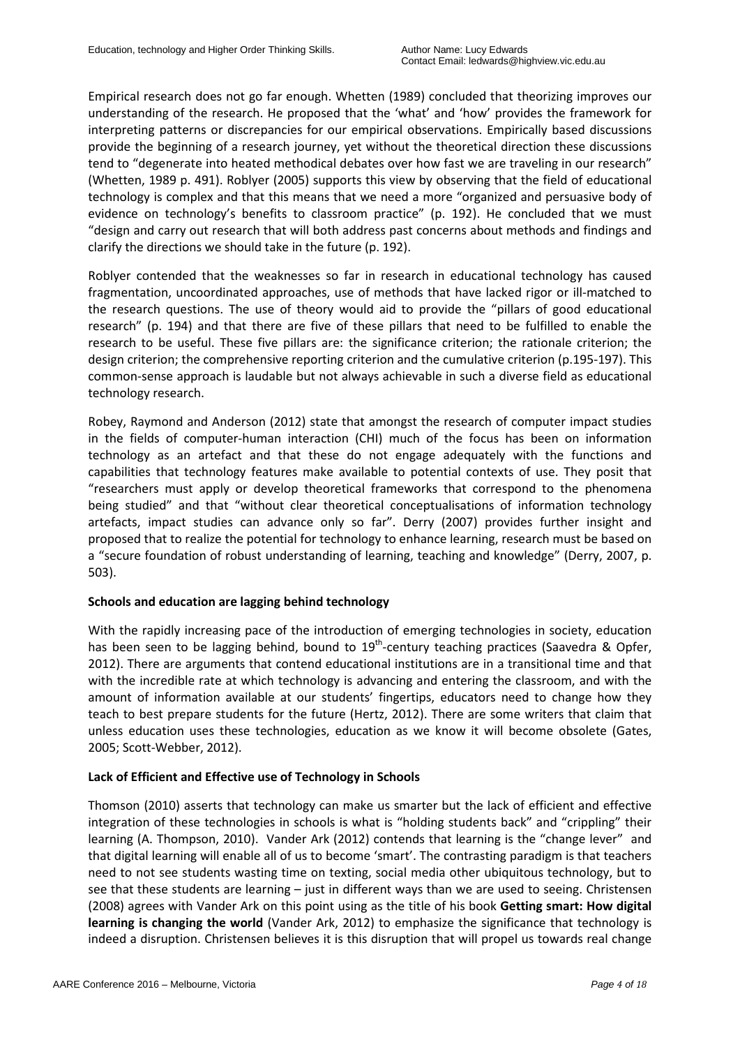Empirical research does not go far enough. Whetten (1989) concluded that theorizing improves our understanding of the research. He proposed that the 'what' and 'how' provides the framework for interpreting patterns or discrepancies for our empirical observations. Empirically based discussions provide the beginning of a research journey, yet without the theoretical direction these discussions tend to "degenerate into heated methodical debates over how fast we are traveling in our research" (Whetten, 1989 p. 491). Roblyer (2005) supports this view by observing that the field of educational technology is complex and that this means that we need a more "organized and persuasive body of evidence on technology's benefits to classroom practice" (p. 192). He concluded that we must "design and carry out research that will both address past concerns about methods and findings and clarify the directions we should take in the future (p. 192).

Roblyer contended that the weaknesses so far in research in educational technology has caused fragmentation, uncoordinated approaches, use of methods that have lacked rigor or ill-matched to the research questions. The use of theory would aid to provide the "pillars of good educational research" (p. 194) and that there are five of these pillars that need to be fulfilled to enable the research to be useful. These five pillars are: the significance criterion; the rationale criterion; the design criterion; the comprehensive reporting criterion and the cumulative criterion (p.195-197). This common-sense approach is laudable but not always achievable in such a diverse field as educational technology research.

Robey, Raymond and Anderson (2012) state that amongst the research of computer impact studies in the fields of computer-human interaction (CHI) much of the focus has been on information technology as an artefact and that these do not engage adequately with the functions and capabilities that technology features make available to potential contexts of use. They posit that "researchers must apply or develop theoretical frameworks that correspond to the phenomena being studied" and that "without clear theoretical conceptualisations of information technology artefacts, impact studies can advance only so far". Derry (2007) provides further insight and proposed that to realize the potential for technology to enhance learning, research must be based on a "secure foundation of robust understanding of learning, teaching and knowledge" (Derry, 2007, p. 503).

**Schools and education are lagging behind technology**

With the rapidly increasing pace of the introduction of emerging technologies in society, education has been seen to be lagging behind, bound to 19th-century teaching practices (Saavedra & Opfer, 2012). There are arguments that contend educational institutions are in a transitional time and that with the incredible rate at which technology is advancing and entering the classroom, and with the amount of information available at our students' fingertips, educators need to change how they teach to best prepare students for the future (Hertz, 2012). There are some writers that claim that unless education uses these technologies, education as we know it will become obsolete (Gates, 2005; Scott-Webber, 2012).

**Lack of Efficient and Effective use of Technology in Schools**

Thomson (2010) asserts that technology can make us smarter but the lack of efficient and effective integration of these technologies in schools is what is "holding students back" and "crippling" their learning (A. Thompson, 2010). Vander Ark (2012) contends that learning is the "change lever" and that digital learning will enable all of us to become 'smart'. The contrasting paradigm is that teachers need to not see students wasting time on texting, social media other ubiquitous technology, but to see that these students are learning – just in different ways than we are used to seeing. Christensen (2008) agrees with Vander Ark on this point using as the title of his book **Getting smart: How digital learning is changing the world** (Vander Ark, 2012) to emphasize the significance that technology is indeed a disruption. Christensen believes it is this disruption that will propel us towards real change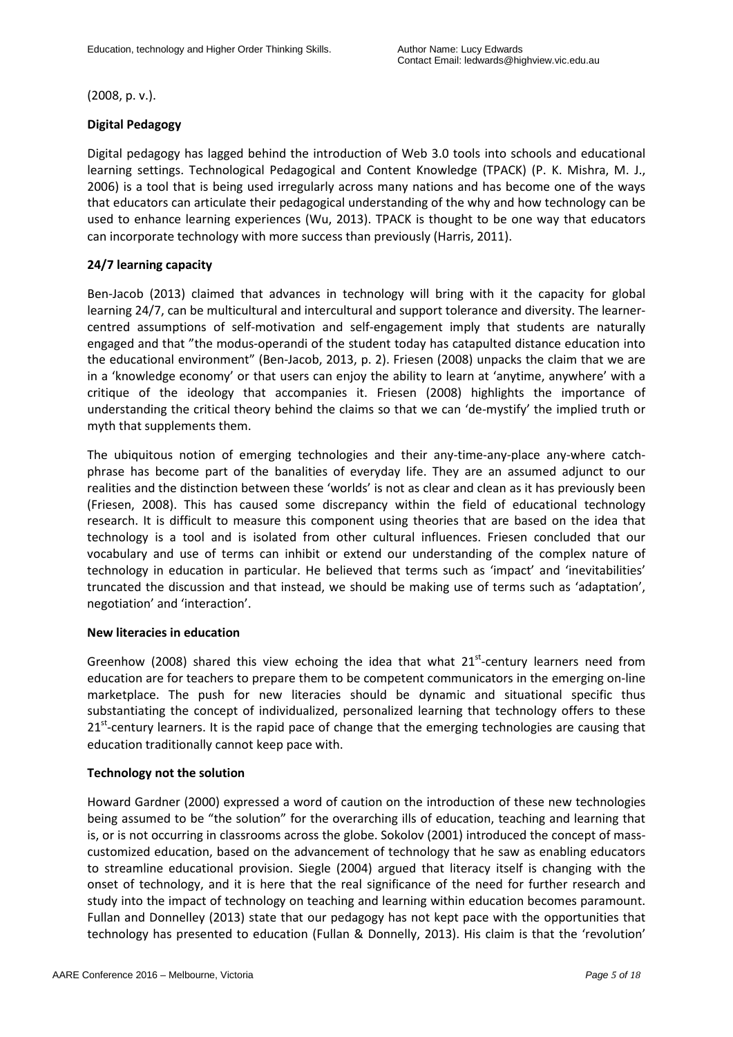(2008, p. v.).

**Digital Pedagogy**

Digital pedagogy has lagged behind the introduction of Web 3.0 tools into schools and educational learning settings. Technological Pedagogical and Content Knowledge (TPACK) (P. K. Mishra, M. J., 2006) is a tool that is being used irregularly across many nations and has become one of the ways that educators can articulate their pedagogical understanding of the why and how technology can be used to enhance learning experiences (Wu, 2013). TPACK is thought to be one way that educators can incorporate technology with more success than previously (Harris, 2011).

**24/7 learning capacity**

Ben-Jacob (2013) claimed that advances in technology will bring with it the capacity for global learning 24/7, can be multicultural and intercultural and support tolerance and diversity. The learner-centred assumptions of self-motivation and self-engagement imply that students are naturally engaged and that "the modus-operandi of the student today has catapulted distance education into the educational environment" (Ben-Jacob, 2013, p. 2). Friesen (2008) unpacks the claim that we are in a 'knowledge economy' or that users can enjoy the ability to learn at 'anytime, anywhere' with a critique of the ideology that accompanies it. Friesen (2008) highlights the importance of understanding the critical theory behind the claims so that we can 'de-mystify' the implied truth or myth that supplements them.

The ubiquitous notion of emerging technologies and their any-time-any-place any-where catch-phrase has become part of the banalities of everyday life. They are an assumed adjunct to our realities and the distinction between these 'worlds' is not as clear and clean as it has previously been (Friesen, 2008). This has caused some discrepancy within the field of educational technology research. It is difficult to measure this component using theories that are based on the idea that technology is a tool and is isolated from other cultural influences. Friesen concluded that our vocabulary and use of terms can inhibit or extend our understanding of the complex nature of technology in education in particular. He believed that terms such as 'impact' and 'inevitabilities' truncated the discussion and that instead, we should be making use of terms such as 'adaptation', negotiation' and 'interaction'.

**New literacies in education**

Greenhow (2008) shared this view echoing the idea that what 21st-century learners need from education are for teachers to prepare them to be competent communicators in the emerging on-line marketplace. The push for new literacies should be dynamic and situational specific thus substantiating the concept of individualized, personalized learning that technology offers to these 21st-century learners. It is the rapid pace of change that the emerging technologies are causing that education traditionally cannot keep pace with.

**Technology not the solution**

Howard Gardner (2000) expressed a word of caution on the introduction of these new technologies being assumed to be "the solution" for the overarching ills of education, teaching and learning that is, or is not occurring in classrooms across the globe. Sokolov (2001) introduced the concept of mass-customized education, based on the advancement of technology that he saw as enabling educators to streamline educational provision. Siegle (2004) argued that literacy itself is changing with the onset of technology, and it is here that the real significance of the need for further research and study into the impact of technology on teaching and learning within education becomes paramount. Fullan and Donnelley (2013) state that our pedagogy has not kept pace with the opportunities that technology has presented to education (Fullan & Donnelly, 2013). His claim is that the 'revolution'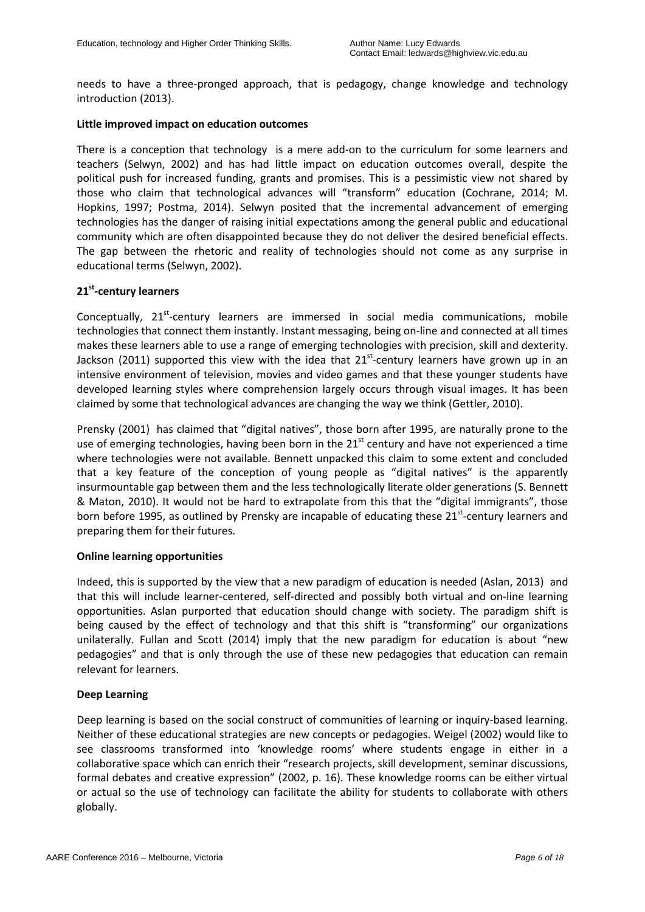needs to have a three-pronged approach, that is pedagogy, change knowledge and technology introduction (2013).

**Little improved impact on education outcomes**

There is a conception that technology is a mere add-on to the curriculum for some learners and teachers (Selwyn, 2002) and has had little impact on education outcomes overall, despite the political push for increased funding, grants and promises. This is a pessimistic view not shared by those who claim that technological advances will "transform" education (Cochrane, 2014; M. Hopkins, 1997; Postma, 2014). Selwyn posited that the incremental advancement of emerging technologies has the danger of raising initial expectations among the general public and educational community which are often disappointed because they do not deliver the desired beneficial effects. The gap between the rhetoric and reality of technologies should not come as any surprise in educational terms (Selwyn, 2002).

**21st-century learners**

Conceptually, 21st-century learners are immersed in social media communications, mobile technologies that connect them instantly. Instant messaging, being on-line and connected at all times makes these learners able to use a range of emerging technologies with precision, skill and dexterity. Jackson (2011) supported this view with the idea that 21st-century learners have grown up in an intensive environment of television, movies and video games and that these younger students have developed learning styles where comprehension largely occurs through visual images. It has been claimed by some that technological advances are changing the way we think (Gettler, 2010).

Prensky (2001) has claimed that "digital natives", those born after 1995, are naturally prone to the use of emerging technologies, having been born in the 21st century and have not experienced a time where technologies were not available. Bennett unpacked this claim to some extent and concluded that a key feature of the conception of young people as "digital natives" is the apparently insurmountable gap between them and the less technologically literate older generations (S. Bennett & Maton, 2010). It would not be hard to extrapolate from this that the "digital immigrants", those born before 1995, as outlined by Prensky are incapable of educating these 21st-century learners and preparing them for their futures.

**Online learning opportunities**

Indeed, this is supported by the view that a new paradigm of education is needed (Aslan, 2013) and that this will include learner-centered, self-directed and possibly both virtual and on-line learning opportunities. Aslan purported that education should change with society. The paradigm shift is being caused by the effect of technology and that this shift is "transforming" our organizations unilaterally. Fullan and Scott (2014) imply that the new paradigm for education is about "new pedagogies" and that is only through the use of these new pedagogies that education can remain relevant for learners.

**Deep Learning**

Deep learning is based on the social construct of communities of learning or inquiry-based learning. Neither of these educational strategies are new concepts or pedagogies. Weigel (2002) would like to see classrooms transformed into 'knowledge rooms' where students engage in either in a collaborative space which can enrich their "research projects, skill development, seminar discussions, formal debates and creative expression" (2002, p. 16). These knowledge rooms can be either virtual or actual so the use of technology can facilitate the ability for students to collaborate with others globally.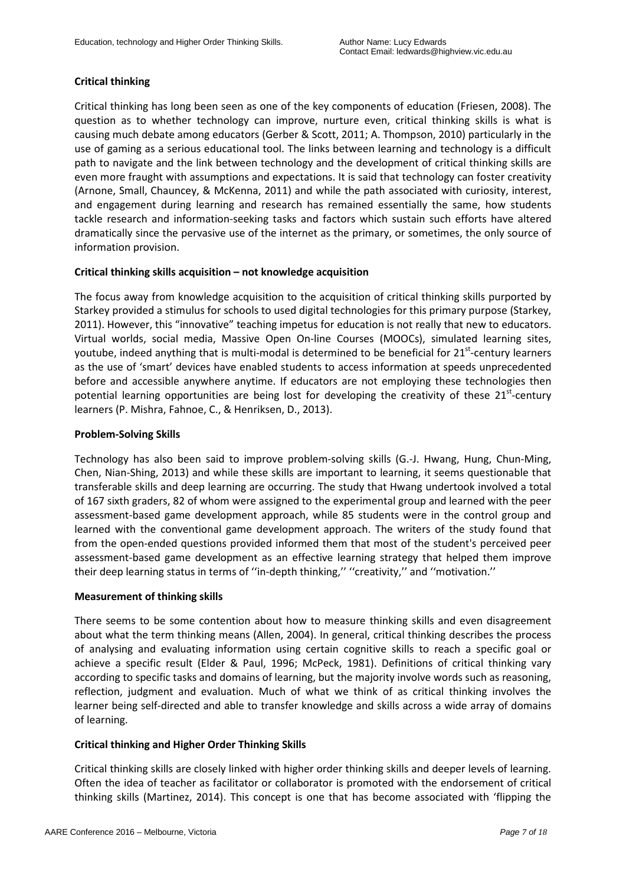**Critical thinking**

Critical thinking has long been seen as one of the key components of education (Friesen, 2008). The question as to whether technology can improve, nurture even, critical thinking skills is what is causing much debate among educators (Gerber & Scott, 2011; A. Thompson, 2010) particularly in the use of gaming as a serious educational tool. The links between learning and technology is a difficult path to navigate and the link between technology and the development of critical thinking skills are even more fraught with assumptions and expectations. It is said that technology can foster creativity (Arnone, Small, Chauncey, & McKenna, 2011) and while the path associated with curiosity, interest, and engagement during learning and research has remained essentially the same, how students tackle research and information-seeking tasks and factors which sustain such efforts have altered dramatically since the pervasive use of the internet as the primary, or sometimes, the only source of information provision.

**Critical thinking skills acquisition – not knowledge acquisition**

The focus away from knowledge acquisition to the acquisition of critical thinking skills purported by Starkey provided a stimulus for schools to used digital technologies for this primary purpose (Starkey, 2011). However, this "innovative" teaching impetus for education is not really that new to educators. Virtual worlds, social media, Massive Open On-line Courses (MOOCs), simulated learning sites, youtube, indeed anything that is multi-modal is determined to be beneficial for 21st-century learners as the use of 'smart' devices have enabled students to access information at speeds unprecedented before and accessible anywhere anytime. If educators are not employing these technologies then potential learning opportunities are being lost for developing the creativity of these 21st-century learners (P. Mishra, Fahnoe, C., & Henriksen, D., 2013).

**Problem-Solving Skills**

Technology has also been said to improve problem-solving skills (G.-J. Hwang, Hung, Chun-Ming, Chen, Nian-Shing, 2013) and while these skills are important to learning, it seems questionable that transferable skills and deep learning are occurring. The study that Hwang undertook involved a total of 167 sixth graders, 82 of whom were assigned to the experimental group and learned with the peer assessment-based game development approach, while 85 students were in the control group and learned with the conventional game development approach. The writers of the study found that from the open-ended questions provided informed them that most of the student's perceived peer assessment-based game development as an effective learning strategy that helped them improve their deep learning status in terms of ''in-depth thinking,'' ''creativity,'' and ''motivation.''

**Measurement of thinking skills**

There seems to be some contention about how to measure thinking skills and even disagreement about what the term thinking means (Allen, 2004). In general, critical thinking describes the process of analysing and evaluating information using certain cognitive skills to reach a specific goal or achieve a specific result (Elder & Paul, 1996; McPeck, 1981). Definitions of critical thinking vary according to specific tasks and domains of learning, but the majority involve words such as reasoning, reflection, judgment and evaluation. Much of what we think of as critical thinking involves the learner being self-directed and able to transfer knowledge and skills across a wide array of domains of learning.

**Critical thinking and Higher Order Thinking Skills**

Critical thinking skills are closely linked with higher order thinking skills and deeper levels of learning. Often the idea of teacher as facilitator or collaborator is promoted with the endorsement of critical thinking skills (Martinez, 2014). This concept is one that has become associated with 'flipping the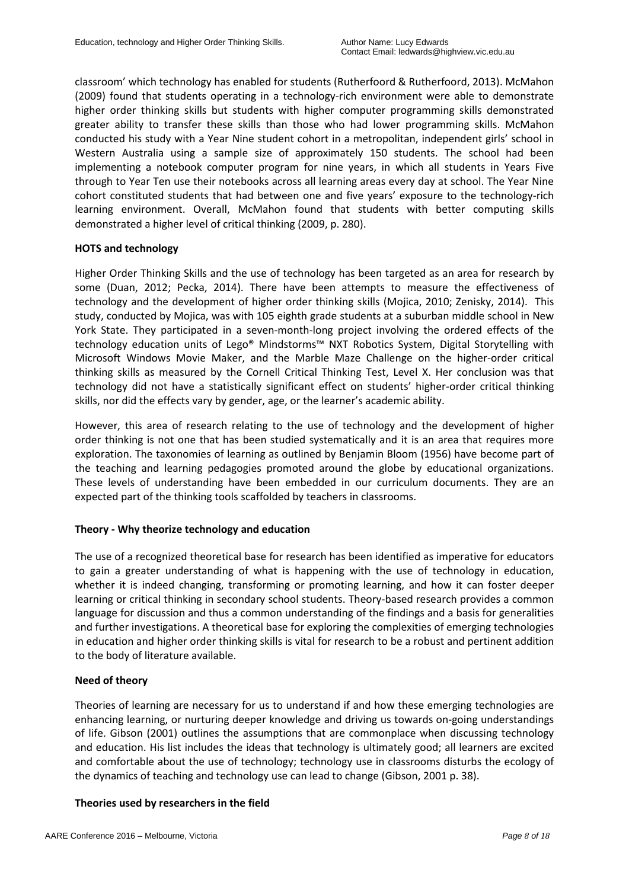classroom' which technology has enabled for students (Rutherfoord & Rutherfoord, 2013). McMahon (2009) found that students operating in a technology-rich environment were able to demonstrate higher order thinking skills but students with higher computer programming skills demonstrated greater ability to transfer these skills than those who had lower programming skills. McMahon conducted his study with a Year Nine student cohort in a metropolitan, independent girls' school in Western Australia using a sample size of approximately 150 students. The school had been implementing a notebook computer program for nine years, in which all students in Years Five through to Year Ten use their notebooks across all learning areas every day at school. The Year Nine cohort constituted students that had between one and five years' exposure to the technology-rich learning environment. Overall, McMahon found that students with better computing skills demonstrated a higher level of critical thinking (2009, p. 280).

**HOTS and technology**

Higher Order Thinking Skills and the use of technology has been targeted as an area for research by some (Duan, 2012; Pecka, 2014). There have been attempts to measure the effectiveness of technology and the development of higher order thinking skills (Mojica, 2010; Zenisky, 2014). This study, conducted by Mojica, was with 105 eighth grade students at a suburban middle school in New York State. They participated in a seven-month-long project involving the ordered effects of the technology education units of Lego® Mindstorms™ NXT Robotics System, Digital Storytelling with Microsoft Windows Movie Maker, and the Marble Maze Challenge on the higher-order critical thinking skills as measured by the Cornell Critical Thinking Test, Level X. Her conclusion was that technology did not have a statistically significant effect on students' higher-order critical thinking skills, nor did the effects vary by gender, age, or the learner's academic ability.

However, this area of research relating to the use of technology and the development of higher order thinking is not one that has been studied systematically and it is an area that requires more exploration. The taxonomies of learning as outlined by Benjamin Bloom (1956) have become part of the teaching and learning pedagogies promoted around the globe by educational organizations. These levels of understanding have been embedded in our curriculum documents. They are an expected part of the thinking tools scaffolded by teachers in classrooms.

**Theory - Why theorize technology and education**

The use of a recognized theoretical base for research has been identified as imperative for educators to gain a greater understanding of what is happening with the use of technology in education, whether it is indeed changing, transforming or promoting learning, and how it can foster deeper learning or critical thinking in secondary school students. Theory-based research provides a common language for discussion and thus a common understanding of the findings and a basis for generalities and further investigations. A theoretical base for exploring the complexities of emerging technologies in education and higher order thinking skills is vital for research to be a robust and pertinent addition to the body of literature available.

**Need of theory**

Theories of learning are necessary for us to understand if and how these emerging technologies are enhancing learning, or nurturing deeper knowledge and driving us towards on-going understandings of life. Gibson (2001) outlines the assumptions that are commonplace when discussing technology and education. His list includes the ideas that technology is ultimately good; all learners are excited and comfortable about the use of technology; technology use in classrooms disturbs the ecology of the dynamics of teaching and technology use can lead to change (Gibson, 2001 p. 38).

**Theories used by researchers in the field**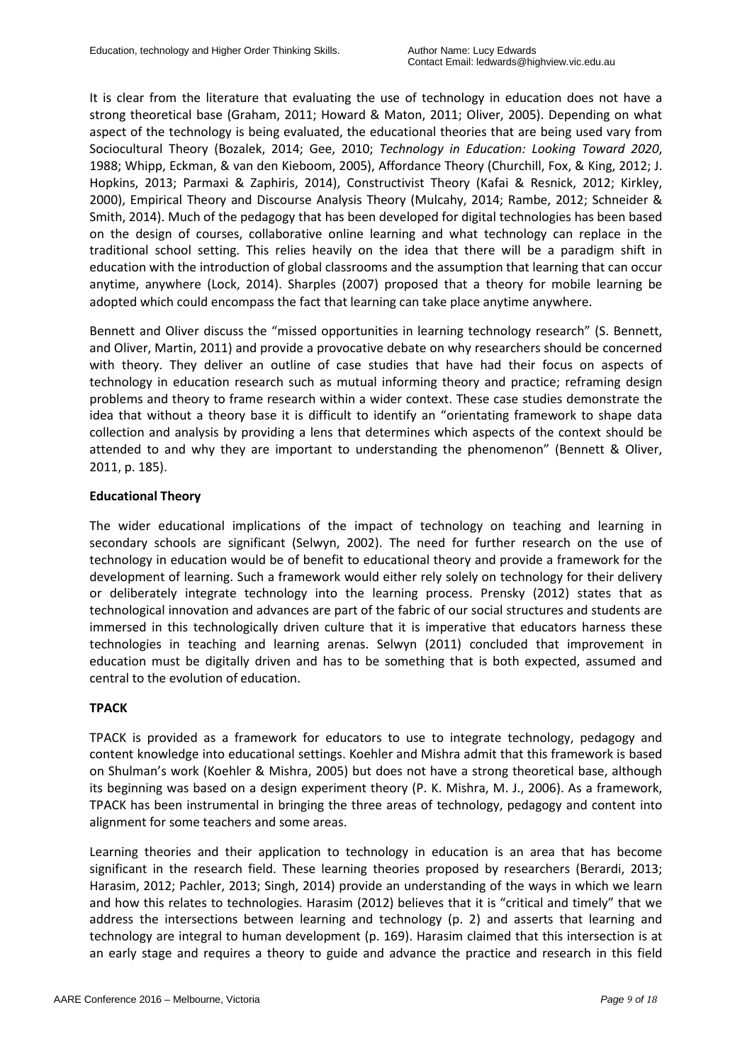It is clear from the literature that evaluating the use of technology in education does not have a strong theoretical base (Graham, 2011; Howard & Maton, 2011; Oliver, 2005). Depending on what aspect of the technology is being evaluated, the educational theories that are being used vary from Sociocultural Theory (Bozalek, 2014; Gee, 2010; *Technology in Education: Looking Toward 2020*, 1988; Whipp, Eckman, & van den Kieboom, 2005), Affordance Theory (Churchill, Fox, & King, 2012; J. Hopkins, 2013; Parmaxi & Zaphiris, 2014), Constructivist Theory (Kafai & Resnick, 2012; Kirkley, 2000), Empirical Theory and Discourse Analysis Theory (Mulcahy, 2014; Rambe, 2012; Schneider & Smith, 2014). Much of the pedagogy that has been developed for digital technologies has been based on the design of courses, collaborative online learning and what technology can replace in the traditional school setting. This relies heavily on the idea that there will be a paradigm shift in education with the introduction of global classrooms and the assumption that learning that can occur anytime, anywhere (Lock, 2014). Sharples (2007) proposed that a theory for mobile learning be adopted which could encompass the fact that learning can take place anytime anywhere.

Bennett and Oliver discuss the "missed opportunities in learning technology research" (S. Bennett, and Oliver, Martin, 2011) and provide a provocative debate on why researchers should be concerned with theory. They deliver an outline of case studies that have had their focus on aspects of technology in education research such as mutual informing theory and practice; reframing design problems and theory to frame research within a wider context. These case studies demonstrate the idea that without a theory base it is difficult to identify an "orientating framework to shape data collection and analysis by providing a lens that determines which aspects of the context should be attended to and why they are important to understanding the phenomenon" (Bennett & Oliver, 2011, p. 185).

**Educational Theory**

The wider educational implications of the impact of technology on teaching and learning in secondary schools are significant (Selwyn, 2002). The need for further research on the use of technology in education would be of benefit to educational theory and provide a framework for the development of learning. Such a framework would either rely solely on technology for their delivery or deliberately integrate technology into the learning process. Prensky (2012) states that as technological innovation and advances are part of the fabric of our social structures and students are immersed in this technologically driven culture that it is imperative that educators harness these technologies in teaching and learning arenas. Selwyn (2011) concluded that improvement in education must be digitally driven and has to be something that is both expected, assumed and central to the evolution of education.

**TPACK**

TPACK is provided as a framework for educators to use to integrate technology, pedagogy and content knowledge into educational settings. Koehler and Mishra admit that this framework is based on Shulman's work (Koehler & Mishra, 2005) but does not have a strong theoretical base, although its beginning was based on a design experiment theory (P. K. Mishra, M. J., 2006). As a framework, TPACK has been instrumental in bringing the three areas of technology, pedagogy and content into alignment for some teachers and some areas.

Learning theories and their application to technology in education is an area that has become significant in the research field. These learning theories proposed by researchers (Berardi, 2013; Harasim, 2012; Pachler, 2013; Singh, 2014) provide an understanding of the ways in which we learn and how this relates to technologies. Harasim (2012) believes that it is "critical and timely" that we address the intersections between learning and technology (p. 2) and asserts that learning and technology are integral to human development (p. 169). Harasim claimed that this intersection is at an early stage and requires a theory to guide and advance the practice and research in this field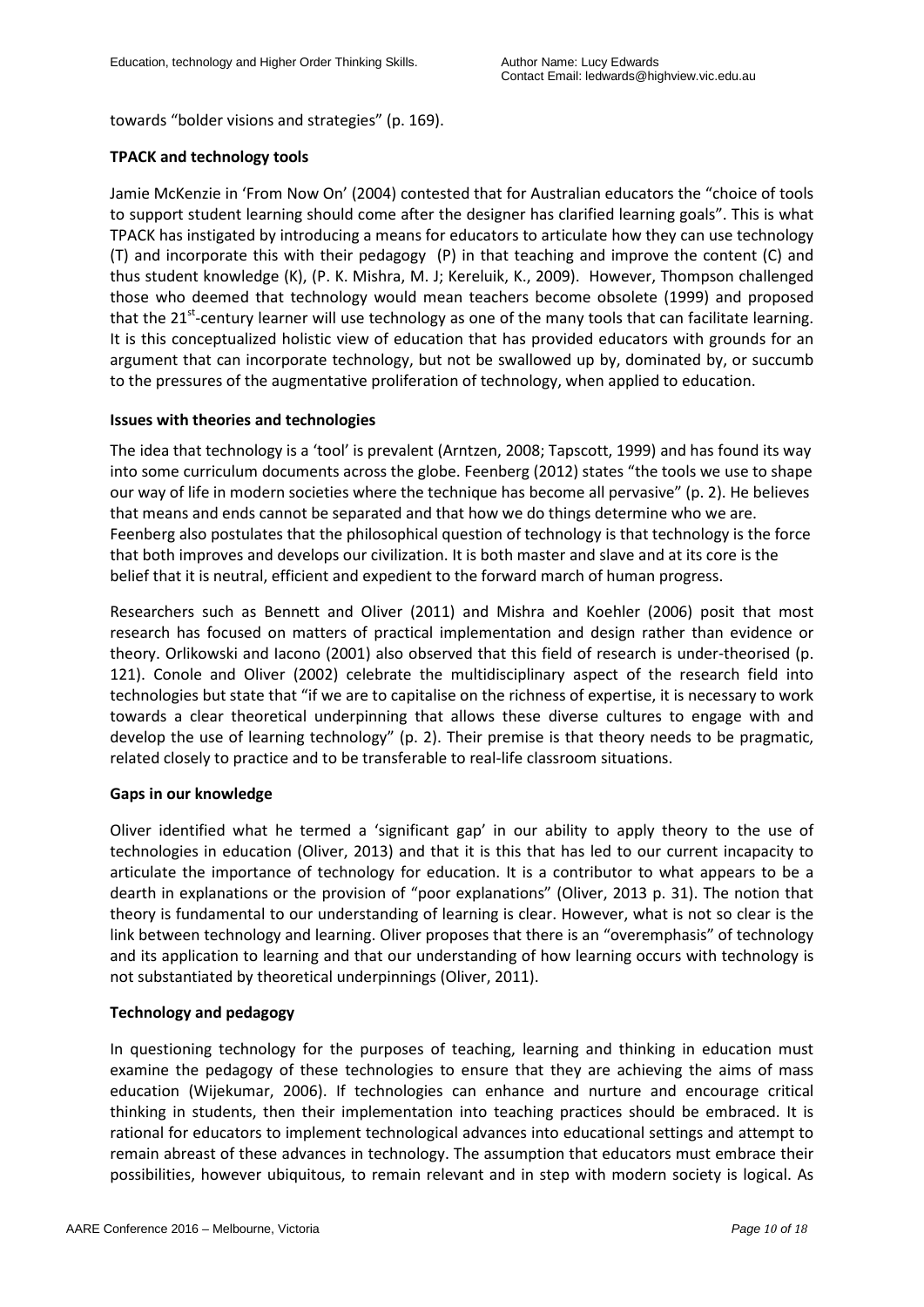towards "bolder visions and strategies" (p. 169).

**TPACK and technology tools**

Jamie McKenzie in 'From Now On' (2004) contested that for Australian educators the "choice of tools to support student learning should come after the designer has clarified learning goals". This is what TPACK has instigated by introducing a means for educators to articulate how they can use technology (T) and incorporate this with their pedagogy (P) in that teaching and improve the content (C) and thus student knowledge (K), (P. K. Mishra, M. J; Kereluik, K., 2009). However, Thompson challenged those who deemed that technology would mean teachers become obsolete (1999) and proposed that the 21st-century learner will use technology as one of the many tools that can facilitate learning. It is this conceptualized holistic view of education that has provided educators with grounds for an argument that can incorporate technology, but not be swallowed up by, dominated by, or succumb to the pressures of the augmentative proliferation of technology, when applied to education.

**Issues with theories and technologies**

The idea that technology is a 'tool' is prevalent (Arntzen, 2008; Tapscott, 1999) and has found its way into some curriculum documents across the globe. Feenberg (2012) states "the tools we use to shape our way of life in modern societies where the technique has become all pervasive" (p. 2). He believes that means and ends cannot be separated and that how we do things determine who we are. Feenberg also postulates that the philosophical question of technology is that technology is the force that both improves and develops our civilization. It is both master and slave and at its core is the belief that it is neutral, efficient and expedient to the forward march of human progress.

Researchers such as Bennett and Oliver (2011) and Mishra and Koehler (2006) posit that most research has focused on matters of practical implementation and design rather than evidence or theory. Orlikowski and Iacono (2001) also observed that this field of research is under-theorised (p. 121). Conole and Oliver (2002) celebrate the multidisciplinary aspect of the research field into technologies but state that "if we are to capitalise on the richness of expertise, it is necessary to work towards a clear theoretical underpinning that allows these diverse cultures to engage with and develop the use of learning technology" (p. 2). Their premise is that theory needs to be pragmatic, related closely to practice and to be transferable to real-life classroom situations.

**Gaps in our knowledge**

Oliver identified what he termed a 'significant gap' in our ability to apply theory to the use of technologies in education (Oliver, 2013) and that it is this that has led to our current incapacity to articulate the importance of technology for education. It is a contributor to what appears to be a dearth in explanations or the provision of "poor explanations" (Oliver, 2013 p. 31). The notion that theory is fundamental to our understanding of learning is clear. However, what is not so clear is the link between technology and learning. Oliver proposes that there is an "overemphasis" of technology and its application to learning and that our understanding of how learning occurs with technology is not substantiated by theoretical underpinnings (Oliver, 2011).

**Technology and pedagogy**

In questioning technology for the purposes of teaching, learning and thinking in education must examine the pedagogy of these technologies to ensure that they are achieving the aims of mass education (Wijekumar, 2006). If technologies can enhance and nurture and encourage critical thinking in students, then their implementation into teaching practices should be embraced. It is rational for educators to implement technological advances into educational settings and attempt to remain abreast of these advances in technology. The assumption that educators must embrace their possibilities, however ubiquitous, to remain relevant and in step with modern society is logical. As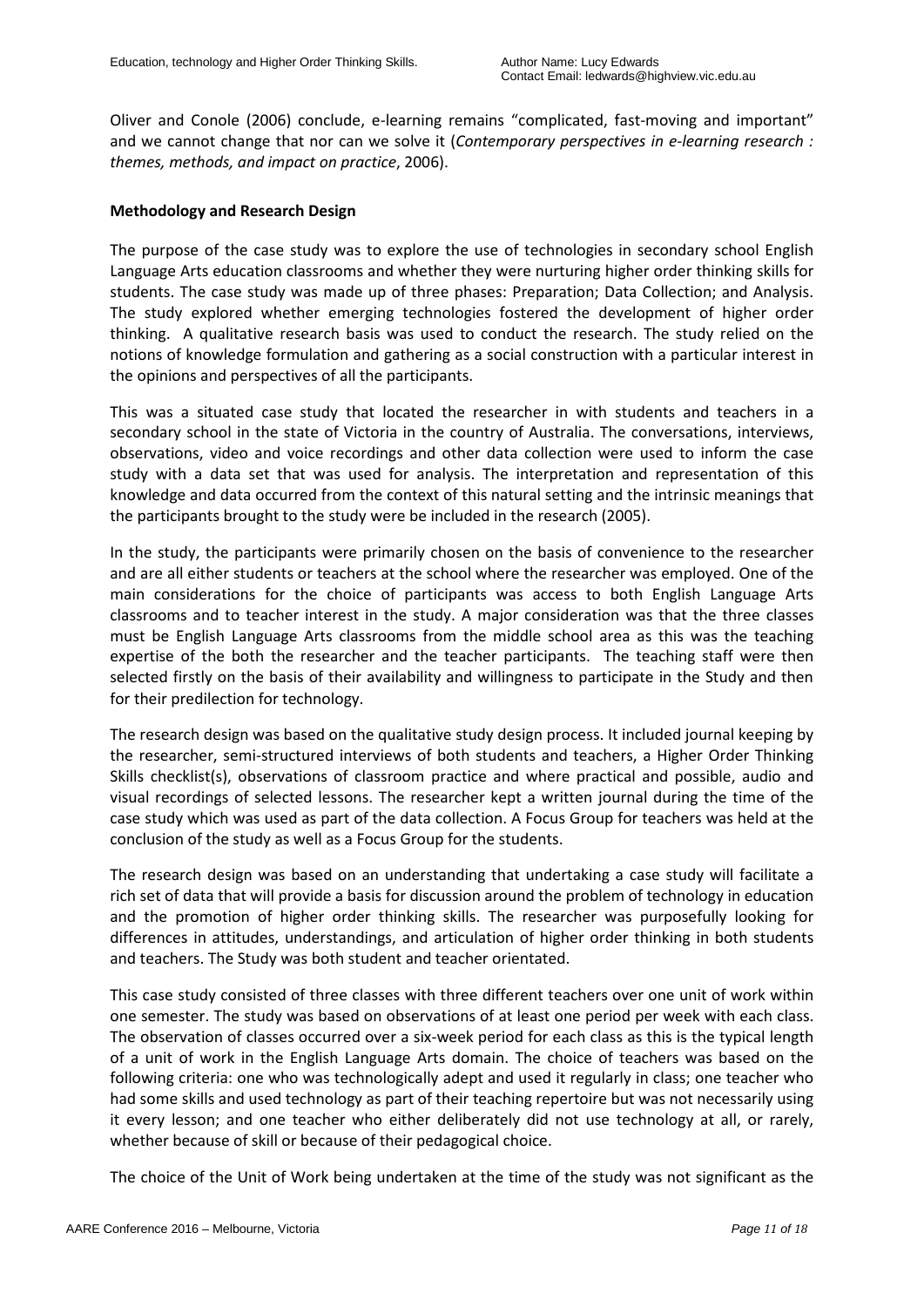Oliver and Conole (2006) conclude, e-learning remains "complicated, fast-moving and important" and we cannot change that nor can we solve it (*Contemporary perspectives in e-learning research : themes, methods, and impact on practice*, 2006).

**Methodology and Research Design**

The purpose of the case study was to explore the use of technologies in secondary school English Language Arts education classrooms and whether they were nurturing higher order thinking skills for students. The case study was made up of three phases: Preparation; Data Collection; and Analysis. The study explored whether emerging technologies fostered the development of higher order thinking. A qualitative research basis was used to conduct the research. The study relied on the notions of knowledge formulation and gathering as a social construction with a particular interest in the opinions and perspectives of all the participants.

This was a situated case study that located the researcher in with students and teachers in a secondary school in the state of Victoria in the country of Australia. The conversations, interviews, observations, video and voice recordings and other data collection were used to inform the case study with a data set that was used for analysis. The interpretation and representation of this knowledge and data occurred from the context of this natural setting and the intrinsic meanings that the participants brought to the study were be included in the research (2005).

In the study, the participants were primarily chosen on the basis of convenience to the researcher and are all either students or teachers at the school where the researcher was employed. One of the main considerations for the choice of participants was access to both English Language Arts classrooms and to teacher interest in the study. A major consideration was that the three classes must be English Language Arts classrooms from the middle school area as this was the teaching expertise of the both the researcher and the teacher participants. The teaching staff were then selected firstly on the basis of their availability and willingness to participate in the Study and then for their predilection for technology.

The research design was based on the qualitative study design process. It included journal keeping by the researcher, semi-structured interviews of both students and teachers, a Higher Order Thinking Skills checklist(s), observations of classroom practice and where practical and possible, audio and visual recordings of selected lessons. The researcher kept a written journal during the time of the case study which was used as part of the data collection. A Focus Group for teachers was held at the conclusion of the study as well as a Focus Group for the students.

The research design was based on an understanding that undertaking a case study will facilitate a rich set of data that will provide a basis for discussion around the problem of technology in education and the promotion of higher order thinking skills. The researcher was purposefully looking for differences in attitudes, understandings, and articulation of higher order thinking in both students and teachers. The Study was both student and teacher orientated.

This case study consisted of three classes with three different teachers over one unit of work within one semester. The study was based on observations of at least one period per week with each class. The observation of classes occurred over a six-week period for each class as this is the typical length of a unit of work in the English Language Arts domain. The choice of teachers was based on the following criteria: one who was technologically adept and used it regularly in class; one teacher who had some skills and used technology as part of their teaching repertoire but was not necessarily using it every lesson; and one teacher who either deliberately did not use technology at all, or rarely, whether because of skill or because of their pedagogical choice.

The choice of the Unit of Work being undertaken at the time of the study was not significant as the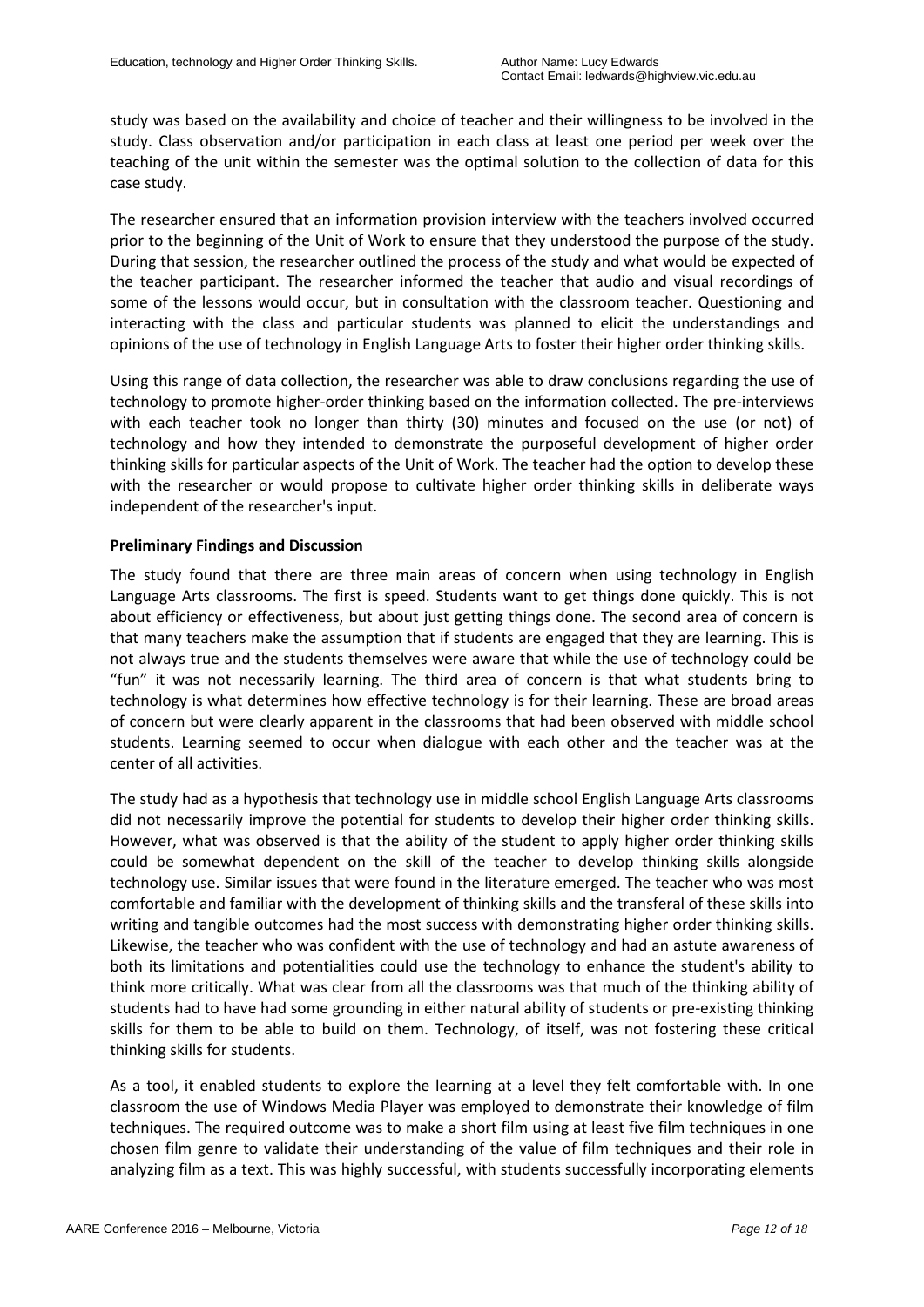study was based on the availability and choice of teacher and their willingness to be involved in the study. Class observation and/or participation in each class at least one period per week over the teaching of the unit within the semester was the optimal solution to the collection of data for this case study.

The researcher ensured that an information provision interview with the teachers involved occurred prior to the beginning of the Unit of Work to ensure that they understood the purpose of the study. During that session, the researcher outlined the process of the study and what would be expected of the teacher participant. The researcher informed the teacher that audio and visual recordings of some of the lessons would occur, but in consultation with the classroom teacher. Questioning and interacting with the class and particular students was planned to elicit the understandings and opinions of the use of technology in English Language Arts to foster their higher order thinking skills.

Using this range of data collection, the researcher was able to draw conclusions regarding the use of technology to promote higher-order thinking based on the information collected. The pre-interviews with each teacher took no longer than thirty (30) minutes and focused on the use (or not) of technology and how they intended to demonstrate the purposeful development of higher order thinking skills for particular aspects of the Unit of Work. The teacher had the option to develop these with the researcher or would propose to cultivate higher order thinking skills in deliberate ways independent of the researcher's input.

**Preliminary Findings and Discussion**

The study found that there are three main areas of concern when using technology in English Language Arts classrooms. The first is speed. Students want to get things done quickly. This is not about efficiency or effectiveness, but about just getting things done. The second area of concern is that many teachers make the assumption that if students are engaged that they are learning. This is not always true and the students themselves were aware that while the use of technology could be "fun" it was not necessarily learning. The third area of concern is that what students bring to technology is what determines how effective technology is for their learning. These are broad areas of concern but were clearly apparent in the classrooms that had been observed with middle school students. Learning seemed to occur when dialogue with each other and the teacher was at the center of all activities.

The study had as a hypothesis that technology use in middle school English Language Arts classrooms did not necessarily improve the potential for students to develop their higher order thinking skills. However, what was observed is that the ability of the student to apply higher order thinking skills could be somewhat dependent on the skill of the teacher to develop thinking skills alongside technology use. Similar issues that were found in the literature emerged. The teacher who was most comfortable and familiar with the development of thinking skills and the transferal of these skills into writing and tangible outcomes had the most success with demonstrating higher order thinking skills. Likewise, the teacher who was confident with the use of technology and had an astute awareness of both its limitations and potentialities could use the technology to enhance the student's ability to think more critically. What was clear from all the classrooms was that much of the thinking ability of students had to have some grounding in either natural ability of students or pre-existing thinking skills for them to be able to build on them. Technology, of itself, was not fostering these critical thinking skills for students.

As a tool, it enabled students to explore the learning at a level they felt comfortable with. In one classroom the use of Windows Media Player was employed to demonstrate their knowledge of film techniques. The required outcome was to make a short film using at least five film techniques in one chosen film genre to validate their understanding of the value of film techniques and their role in analyzing film as a text. This was highly successful, with students successfully incorporating elements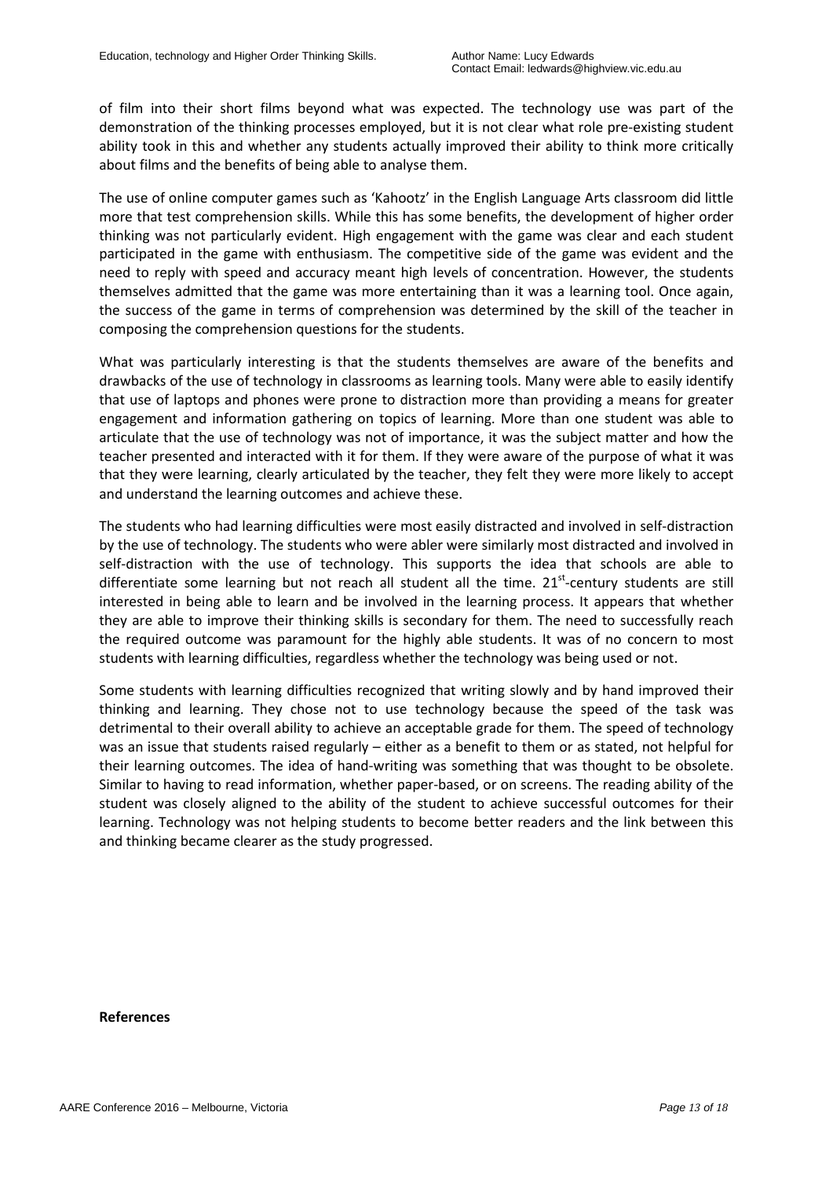of film into their short films beyond what was expected. The technology use was part of the demonstration of the thinking processes employed, but it is not clear what role pre-existing student ability took in this and whether any students actually improved their ability to think more critically about films and the benefits of being able to analyse them.

The use of online computer games such as 'Kahootz' in the English Language Arts classroom did little more that test comprehension skills. While this has some benefits, the development of higher order thinking was not particularly evident. High engagement with the game was clear and each student participated in the game with enthusiasm. The competitive side of the game was evident and the need to reply with speed and accuracy meant high levels of concentration. However, the students themselves admitted that the game was more entertaining than it was a learning tool. Once again, the success of the game in terms of comprehension was determined by the skill of the teacher in composing the comprehension questions for the students.

What was particularly interesting is that the students themselves are aware of the benefits and drawbacks of the use of technology in classrooms as learning tools. Many were able to easily identify that use of laptops and phones were prone to distraction more than providing a means for greater engagement and information gathering on topics of learning. More than one student was able to articulate that the use of technology was not of importance, it was the subject matter and how the teacher presented and interacted with it for them. If they were aware of the purpose of what it was that they were learning, clearly articulated by the teacher, they felt they were more likely to accept and understand the learning outcomes and achieve these.

The students who had learning difficulties were most easily distracted and involved in self-distraction by the use of technology. The students who were abler were similarly most distracted and involved in self-distraction with the use of technology. This supports the idea that schools are able to differentiate some learning but not reach all student all the time. 21st-century students are still interested in being able to learn and be involved in the learning process. It appears that whether they are able to improve their thinking skills is secondary for them. The need to successfully reach the required outcome was paramount for the highly able students. It was of no concern to most students with learning difficulties, regardless whether the technology was being used or not.

Some students with learning difficulties recognized that writing slowly and by hand improved their thinking and learning. They chose not to use technology because the speed of the task was detrimental to their overall ability to achieve an acceptable grade for them. The speed of technology was an issue that students raised regularly – either as a benefit to them or as stated, not helpful for their learning outcomes. The idea of hand-writing was something that was thought to be obsolete. Similar to having to read information, whether paper-based, or on screens. The reading ability of the student was closely aligned to the ability of the student to achieve successful outcomes for their learning. Technology was not helping students to become better readers and the link between this and thinking became clearer as the study progressed.

**References**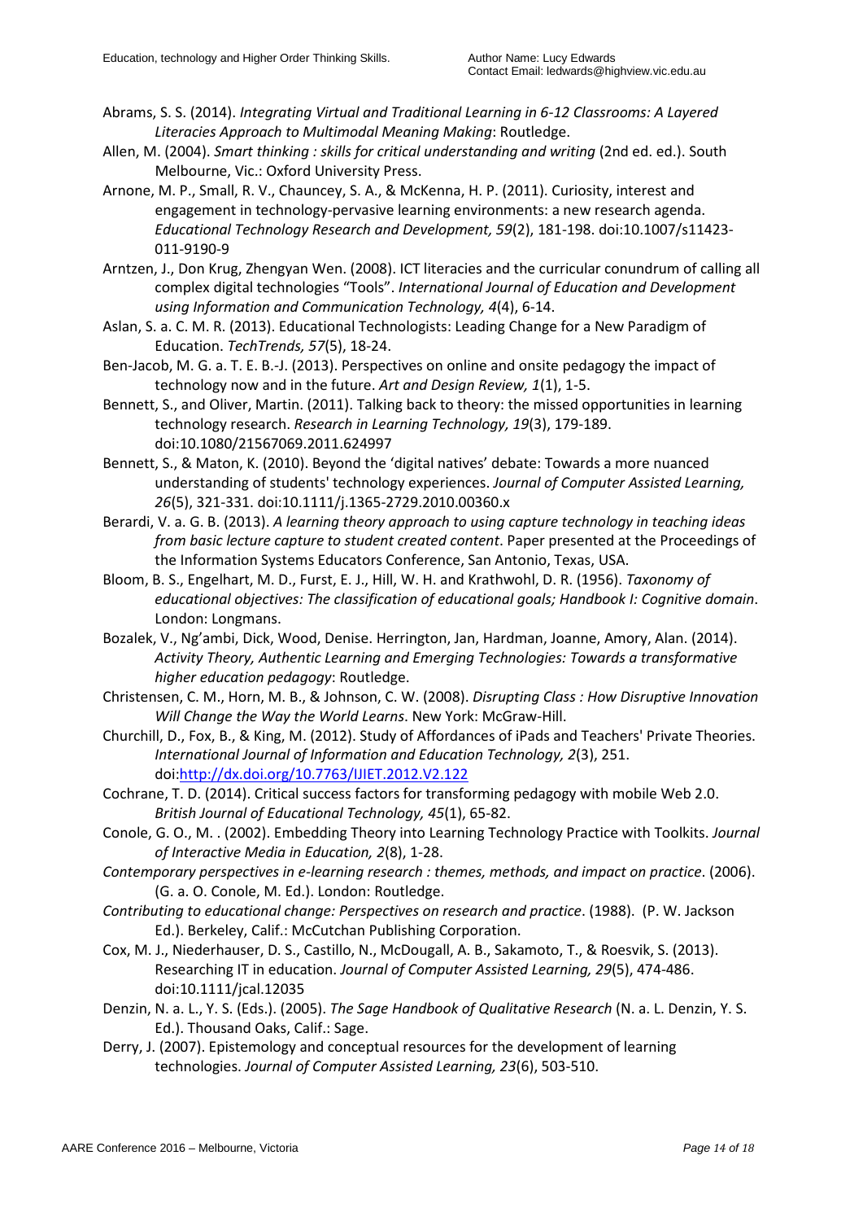Abrams, S. S. (2014). *Integrating Virtual and Traditional Learning in 6-12 Classrooms: A Layered Literacies Approach to Multimodal Meaning Making*: Routledge.

Allen, M. (2004). *Smart thinking : skills for critical understanding and writing* (2nd ed. ed.). South Melbourne, Vic.: Oxford University Press.

Arnone, M. P., Small, R. V., Chauncey, S. A., & McKenna, H. P. (2011). Curiosity, interest and engagement in technology-pervasive learning environments: a new research agenda. *Educational Technology Research and Development, 59*(2), 181-198. doi:10.1007/s11423-011-9190-9

Arntzen, J., Don Krug, Zhengyan Wen. (2008). ICT literacies and the curricular conundrum of calling all complex digital technologies "Tools". *International Journal of Education and Development using Information and Communication Technology, 4*(4), 6-14.

Aslan, S. a. C. M. R. (2013). Educational Technologists: Leading Change for a New Paradigm of Education. *TechTrends, 57*(5), 18-24.

Ben-Jacob, M. G. a. T. E. B.-J. (2013). Perspectives on online and onsite pedagogy the impact of technology now and in the future. *Art and Design Review, 1*(1), 1-5.

Bennett, S., and Oliver, Martin. (2011). Talking back to theory: the missed opportunities in learning technology research. *Research in Learning Technology, 19*(3), 179-189. doi:10.1080/21567069.2011.624997

Bennett, S., & Maton, K. (2010). Beyond the 'digital natives' debate: Towards a more nuanced understanding of students' technology experiences. *Journal of Computer Assisted Learning, 26*(5), 321-331. doi:10.1111/j.1365-2729.2010.00360.x

Berardi, V. a. G. B. (2013). *A learning theory approach to using capture technology in teaching ideas from basic lecture capture to student created content*. Paper presented at the Proceedings of the Information Systems Educators Conference, San Antonio, Texas, USA.

Bloom, B. S., Engelhart, M. D., Furst, E. J., Hill, W. H. and Krathwohl, D. R. (1956). *Taxonomy of educational objectives: The classification of educational goals; Handbook I: Cognitive domain*. London: Longmans.

Bozalek, V., Ng'ambi, Dick, Wood, Denise. Herrington, Jan, Hardman, Joanne, Amory, Alan. (2014). *Activity Theory, Authentic Learning and Emerging Technologies: Towards a transformative higher education pedagogy*: Routledge.

Christensen, C. M., Horn, M. B., & Johnson, C. W. (2008). *Disrupting Class : How Disruptive Innovation Will Change the Way the World Learns*. New York: McGraw-Hill.

Churchill, D., Fox, B., & King, M. (2012). Study of Affordances of iPads and Teachers' Private Theories. *International Journal of Information and Education Technology, 2*(3), 251. doi:http://dx.doi.org/10.7763/IJIET.2012.V2.122

Cochrane, T. D. (2014). Critical success factors for transforming pedagogy with mobile Web 2.0. *British Journal of Educational Technology, 45*(1), 65-82.

Conole, G. O., M. . (2002). Embedding Theory into Learning Technology Practice with Toolkits. *Journal of Interactive Media in Education, 2*(8), 1-28.

*Contemporary perspectives in e-learning research : themes, methods, and impact on practice*. (2006). (G. a. O. Conole, M. Ed.). London: Routledge.

*Contributing to educational change: Perspectives on research and practice*. (1988). (P. W. Jackson Ed.). Berkeley, Calif.: McCutchan Publishing Corporation.

Cox, M. J., Niederhauser, D. S., Castillo, N., McDougall, A. B., Sakamoto, T., & Roesvik, S. (2013). Researching IT in education. *Journal of Computer Assisted Learning, 29*(5), 474-486. doi:10.1111/jcal.12035

Denzin, N. a. L., Y. S. (Eds.). (2005). *The Sage Handbook of Qualitative Research* (N. a. L. Denzin, Y. S. Ed.). Thousand Oaks, Calif.: Sage.

Derry, J. (2007). Epistemology and conceptual resources for the development of learning technologies. *Journal of Computer Assisted Learning, 23*(6), 503-510.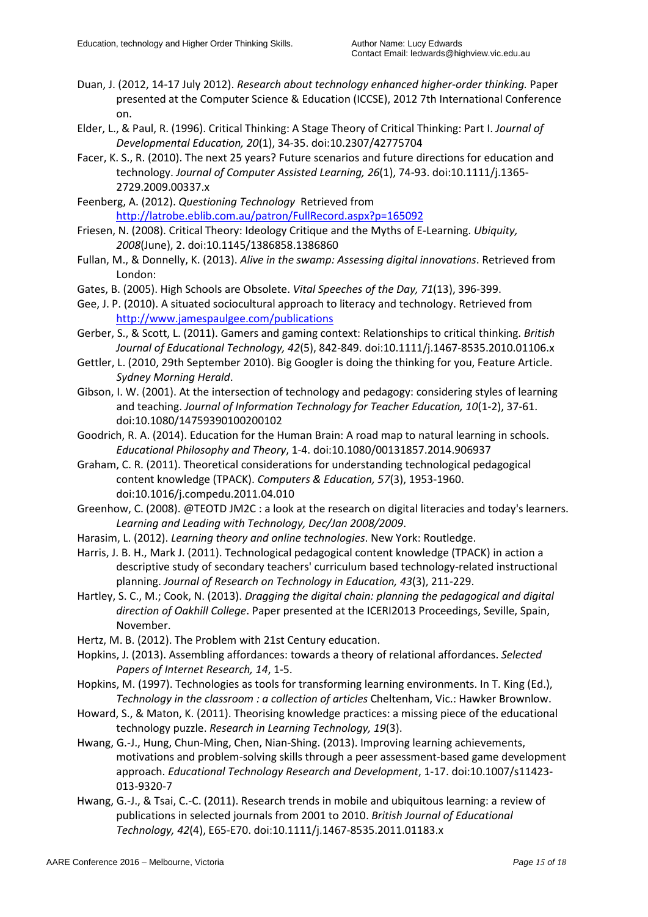Duan, J. (2012, 14-17 July 2012). *Research about technology enhanced higher-order thinking.* Paper presented at the Computer Science & Education (ICCSE), 2012 7th International Conference on.

Elder, L., & Paul, R. (1996). Critical Thinking: A Stage Theory of Critical Thinking: Part I. *Journal of Developmental Education, 20*(1), 34-35. doi:10.2307/42775704

Facer, K. S., R. (2010). The next 25 years? Future scenarios and future directions for education and technology. *Journal of Computer Assisted Learning, 26*(1), 74-93. doi:10.1111/j.1365-2729.2009.00337.x

Feenberg, A. (2012). *Questioning Technology* Retrieved from http://latrobe.eblib.com.au/patron/FullRecord.aspx?p=165092

Friesen, N. (2008). Critical Theory: Ideology Critique and the Myths of E-Learning. *Ubiquity, 2008*(June), 2. doi:10.1145/1386858.1386860

Fullan, M., & Donnelly, K. (2013). *Alive in the swamp: Assessing digital innovations*. Retrieved from London:

Gates, B. (2005). High Schools are Obsolete. *Vital Speeches of the Day, 71*(13), 396-399.

Gee, J. P. (2010). A situated sociocultural approach to literacy and technology. Retrieved from http://www.jamespaulgee.com/publications

Gerber, S., & Scott, L. (2011). Gamers and gaming context: Relationships to critical thinking. *British Journal of Educational Technology, 42*(5), 842-849. doi:10.1111/j.1467-8535.2010.01106.x

Gettler, L. (2010, 29th September 2010). Big Googler is doing the thinking for you, Feature Article. *Sydney Morning Herald*.

Gibson, I. W. (2001). At the intersection of technology and pedagogy: considering styles of learning and teaching. *Journal of Information Technology for Teacher Education, 10*(1-2), 37-61. doi:10.1080/14759390100200102

Goodrich, R. A. (2014). Education for the Human Brain: A road map to natural learning in schools. *Educational Philosophy and Theory*, 1-4. doi:10.1080/00131857.2014.906937

Graham, C. R. (2011). Theoretical considerations for understanding technological pedagogical content knowledge (TPACK). *Computers & Education, 57*(3), 1953-1960. doi:10.1016/j.compedu.2011.04.010

Greenhow, C. (2008). @TEOTD JM2C : a look at the research on digital literacies and today's learners. *Learning and Leading with Technology, Dec/Jan 2008/2009*.

Harasim, L. (2012). *Learning theory and online technologies*. New York: Routledge.

Harris, J. B. H., Mark J. (2011). Technological pedagogical content knowledge (TPACK) in action a descriptive study of secondary teachers' curriculum based technology-related instructional planning. *Journal of Research on Technology in Education, 43*(3), 211-229.

Hartley, S. C., M.; Cook, N. (2013). *Dragging the digital chain: planning the pedagogical and digital direction of Oakhill College*. Paper presented at the ICERI2013 Proceedings, Seville, Spain, November.

Hertz, M. B. (2012). The Problem with 21st Century education.

Hopkins, J. (2013). Assembling affordances: towards a theory of relational affordances. *Selected Papers of Internet Research, 14*, 1-5.

Hopkins, M. (1997). Technologies as tools for transforming learning environments. In T. King (Ed.), *Technology in the classroom : a collection of articles* Cheltenham, Vic.: Hawker Brownlow.

Howard, S., & Maton, K. (2011). Theorising knowledge practices: a missing piece of the educational technology puzzle. *Research in Learning Technology, 19*(3).

Hwang, G.-J., Hung, Chun-Ming, Chen, Nian-Shing. (2013). Improving learning achievements, motivations and problem-solving skills through a peer assessment-based game development approach. *Educational Technology Research and Development*, 1-17. doi:10.1007/s11423-013-9320-7

Hwang, G.-J., & Tsai, C.-C. (2011). Research trends in mobile and ubiquitous learning: a review of publications in selected journals from 2001 to 2010. *British Journal of Educational Technology, 42*(4), E65-E70. doi:10.1111/j.1467-8535.2011.01183.x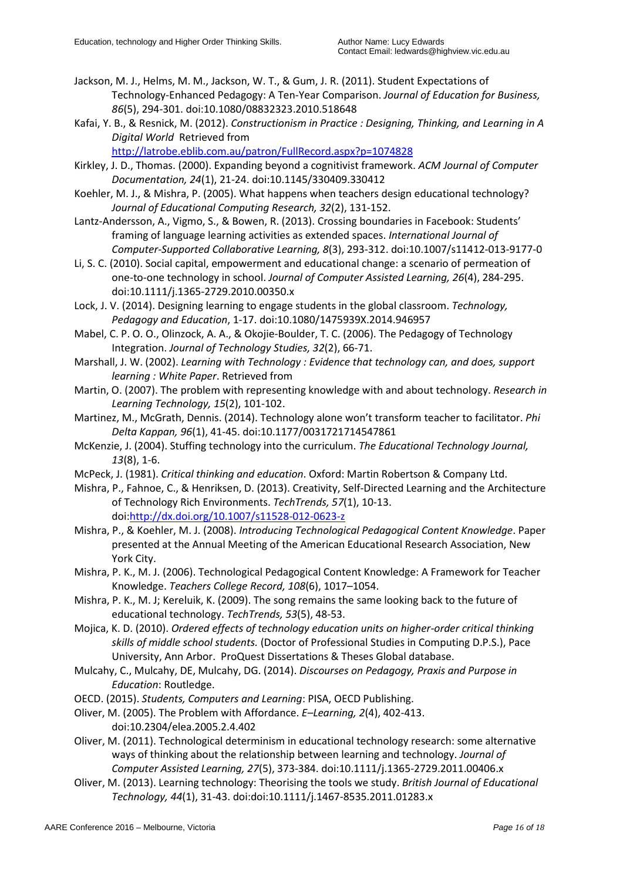Jackson, M. J., Helms, M. M., Jackson, W. T., & Gum, J. R. (2011). Student Expectations of Technology-Enhanced Pedagogy: A Ten-Year Comparison. *Journal of Education for Business, 86*(5), 294-301. doi:10.1080/08832323.2010.518648

Kafai, Y. B., & Resnick, M. (2012). *Constructionism in Practice : Designing, Thinking, and Learning in A Digital World* Retrieved from http://latrobe.eblib.com.au/patron/FullRecord.aspx?p=1074828

Kirkley, J. D., Thomas. (2000). Expanding beyond a cognitivist framework. *ACM Journal of Computer Documentation, 24*(1), 21-24. doi:10.1145/330409.330412

Koehler, M. J., & Mishra, P. (2005). What happens when teachers design educational technology? *Journal of Educational Computing Research, 32*(2), 131-152.

Lantz-Andersson, A., Vigmo, S., & Bowen, R. (2013). Crossing boundaries in Facebook: Students' framing of language learning activities as extended spaces. *International Journal of Computer-Supported Collaborative Learning, 8*(3), 293-312. doi:10.1007/s11412-013-9177-0

Li, S. C. (2010). Social capital, empowerment and educational change: a scenario of permeation of one-to-one technology in school. *Journal of Computer Assisted Learning, 26*(4), 284-295. doi:10.1111/j.1365-2729.2010.00350.x

Lock, J. V. (2014). Designing learning to engage students in the global classroom. *Technology, Pedagogy and Education*, 1-17. doi:10.1080/1475939X.2014.946957

Mabel, C. P. O. O., Olinzock, A. A., & Okojie-Boulder, T. C. (2006). The Pedagogy of Technology Integration. *Journal of Technology Studies, 32*(2), 66-71.

Marshall, J. W. (2002). *Learning with Technology : Evidence that technology can, and does, support learning : White Paper*. Retrieved from

Martin, O. (2007). The problem with representing knowledge with and about technology. *Research in Learning Technology, 15*(2), 101-102.

Martinez, M., McGrath, Dennis. (2014). Technology alone won't transform teacher to facilitator. *Phi Delta Kappan, 96*(1), 41-45. doi:10.1177/0031721714547861

McKenzie, J. (2004). Stuffing technology into the curriculum. *The Educational Technology Journal, 13*(8), 1-6.

McPeck, J. (1981). *Critical thinking and education*. Oxford: Martin Robertson & Company Ltd.

Mishra, P., Fahnoe, C., & Henriksen, D. (2013). Creativity, Self-Directed Learning and the Architecture of Technology Rich Environments. *TechTrends, 57*(1), 10-13. doi:http://dx.doi.org/10.1007/s11528-012-0623-z

Mishra, P., & Koehler, M. J. (2008). *Introducing Technological Pedagogical Content Knowledge*. Paper presented at the Annual Meeting of the American Educational Research Association, New York City.

Mishra, P. K., M. J. (2006). Technological Pedagogical Content Knowledge: A Framework for Teacher Knowledge. *Teachers College Record, 108*(6), 1017–1054.

Mishra, P. K., M. J; Kereluik, K. (2009). The song remains the same looking back to the future of educational technology. *TechTrends, 53*(5), 48-53.

Mojica, K. D. (2010). *Ordered effects of technology education units on higher-order critical thinking skills of middle school students.* (Doctor of Professional Studies in Computing D.P.S.), Pace University, Ann Arbor. ProQuest Dissertations & Theses Global database.

Mulcahy, C., Mulcahy, DE, Mulcahy, DG. (2014). *Discourses on Pedagogy, Praxis and Purpose in Education*: Routledge.

OECD. (2015). *Students, Computers and Learning*: PISA, OECD Publishing.

Oliver, M. (2005). The Problem with Affordance. *E–Learning, 2*(4), 402-413. doi:10.2304/elea.2005.2.4.402

Oliver, M. (2011). Technological determinism in educational technology research: some alternative ways of thinking about the relationship between learning and technology. *Journal of Computer Assisted Learning, 27*(5), 373-384. doi:10.1111/j.1365-2729.2011.00406.x

Oliver, M. (2013). Learning technology: Theorising the tools we study. *British Journal of Educational Technology, 44*(1), 31-43. doi:doi:10.1111/j.1467-8535.2011.01283.x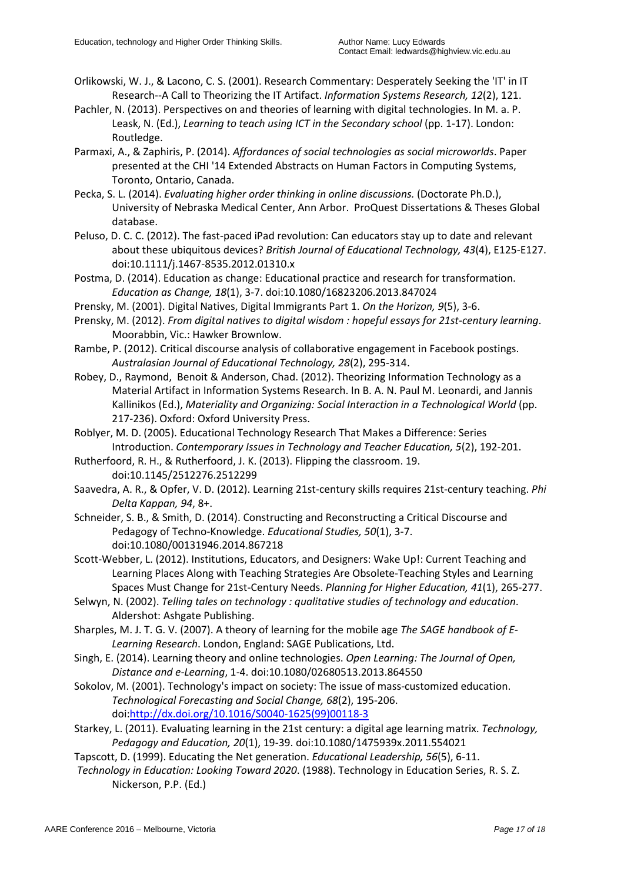Orlikowski, W. J., & Lacono, C. S. (2001). Research Commentary: Desperately Seeking the 'IT' in IT Research--A Call to Theorizing the IT Artifact. *Information Systems Research, 12*(2), 121.

Pachler, N. (2013). Perspectives on and theories of learning with digital technologies. In M. a. P. Leask, N. (Ed.), *Learning to teach using ICT in the Secondary school* (pp. 1-17). London: Routledge.

Parmaxi, A., & Zaphiris, P. (2014). *Affordances of social technologies as social microworlds*. Paper presented at the CHI '14 Extended Abstracts on Human Factors in Computing Systems, Toronto, Ontario, Canada.

Pecka, S. L. (2014). *Evaluating higher order thinking in online discussions.* (Doctorate Ph.D.), University of Nebraska Medical Center, Ann Arbor. ProQuest Dissertations & Theses Global database.

Peluso, D. C. C. (2012). The fast-paced iPad revolution: Can educators stay up to date and relevant about these ubiquitous devices? *British Journal of Educational Technology, 43*(4), E125-E127. doi:10.1111/j.1467-8535.2012.01310.x

Postma, D. (2014). Education as change: Educational practice and research for transformation. *Education as Change, 18*(1), 3-7. doi:10.1080/16823206.2013.847024

Prensky, M. (2001). Digital Natives, Digital Immigrants Part 1. *On the Horizon, 9*(5), 3-6.

Prensky, M. (2012). *From digital natives to digital wisdom : hopeful essays for 21st-century learning*. Moorabbin, Vic.: Hawker Brownlow.

Rambe, P. (2012). Critical discourse analysis of collaborative engagement in Facebook postings. *Australasian Journal of Educational Technology, 28*(2), 295-314.

Robey, D., Raymond, Benoit & Anderson, Chad. (2012). Theorizing Information Technology as a Material Artifact in Information Systems Research. In B. A. N. Paul M. Leonardi, and Jannis Kallinikos (Ed.), *Materiality and Organizing: Social Interaction in a Technological World* (pp. 217-236). Oxford: Oxford University Press.

Roblyer, M. D. (2005). Educational Technology Research That Makes a Difference: Series Introduction. *Contemporary Issues in Technology and Teacher Education, 5*(2), 192-201.

Rutherfoord, R. H., & Rutherfoord, J. K. (2013). Flipping the classroom. 19. doi:10.1145/2512276.2512299

Saavedra, A. R., & Opfer, V. D. (2012). Learning 21st-century skills requires 21st-century teaching. *Phi Delta Kappan, 94*, 8+.

Schneider, S. B., & Smith, D. (2014). Constructing and Reconstructing a Critical Discourse and Pedagogy of Techno-Knowledge. *Educational Studies, 50*(1), 3-7. doi:10.1080/00131946.2014.867218

Scott-Webber, L. (2012). Institutions, Educators, and Designers: Wake Up!: Current Teaching and Learning Places Along with Teaching Strategies Are Obsolete-Teaching Styles and Learning Spaces Must Change for 21st-Century Needs. *Planning for Higher Education, 41*(1), 265-277.

Selwyn, N. (2002). *Telling tales on technology : qualitative studies of technology and education*. Aldershot: Ashgate Publishing.

Sharples, M. J. T. G. V. (2007). A theory of learning for the mobile age *The SAGE handbook of E-Learning Research*. London, England: SAGE Publications, Ltd.

Singh, E. (2014). Learning theory and online technologies. *Open Learning: The Journal of Open, Distance and e-Learning*, 1-4. doi:10.1080/02680513.2013.864550

Sokolov, M. (2001). Technology's impact on society: The issue of mass-customized education. *Technological Forecasting and Social Change, 68*(2), 195-206. doi:http://dx.doi.org/10.1016/S0040-1625(99)00118-3

Starkey, L. (2011). Evaluating learning in the 21st century: a digital age learning matrix. *Technology, Pedagogy and Education, 20*(1), 19-39. doi:10.1080/1475939x.2011.554021

Tapscott, D. (1999). Educating the Net generation. *Educational Leadership, 56*(5), 6-11.

*Technology in Education: Looking Toward 2020*. (1988). Technology in Education Series, R. S. Z. Nickerson, P.P. (Ed.)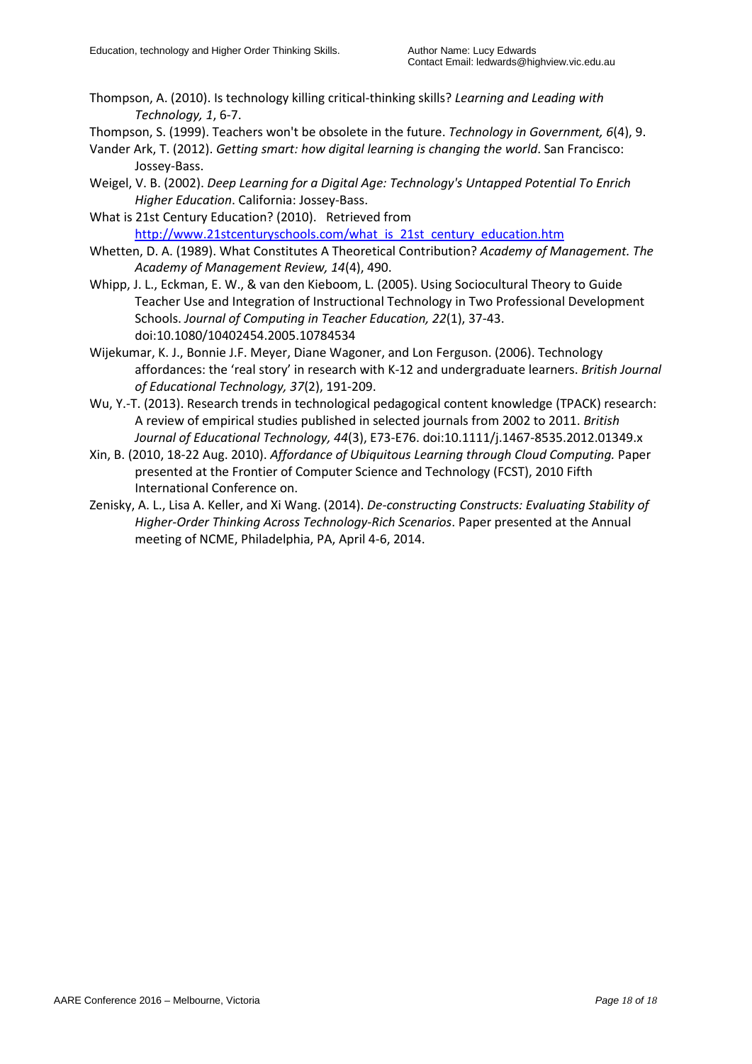Thompson, A. (2010). Is technology killing critical-thinking skills? *Learning and Leading with Technology, 1*, 6-7.

Thompson, S. (1999). Teachers won't be obsolete in the future. *Technology in Government, 6*(4), 9.

Vander Ark, T. (2012). *Getting smart: how digital learning is changing the world*. San Francisco: Jossey-Bass.

Weigel, V. B. (2002). *Deep Learning for a Digital Age: Technology's Untapped Potential To Enrich Higher Education*. California: Jossey-Bass.

What is 21st Century Education? (2010). Retrieved from http://www.21stcenturyschools.com/what_is_21st_century_education.htm

Whetten, D. A. (1989). What Constitutes A Theoretical Contribution? *Academy of Management. The Academy of Management Review, 14*(4), 490.

Whipp, J. L., Eckman, E. W., & van den Kieboom, L. (2005). Using Sociocultural Theory to Guide Teacher Use and Integration of Instructional Technology in Two Professional Development Schools. *Journal of Computing in Teacher Education, 22*(1), 37-43. doi:10.1080/10402454.2005.10784534

Wijekumar, K. J., Bonnie J.F. Meyer, Diane Wagoner, and Lon Ferguson. (2006). Technology affordances: the 'real story' in research with K-12 and undergraduate learners. *British Journal of Educational Technology, 37*(2), 191-209.

Wu, Y.-T. (2013). Research trends in technological pedagogical content knowledge (TPACK) research: A review of empirical studies published in selected journals from 2002 to 2011. *British Journal of Educational Technology, 44*(3), E73-E76. doi:10.1111/j.1467-8535.2012.01349.x

Xin, B. (2010, 18-22 Aug. 2010). *Affordance of Ubiquitous Learning through Cloud Computing.* Paper presented at the Frontier of Computer Science and Technology (FCST), 2010 Fifth International Conference on.

Zenisky, A. L., Lisa A. Keller, and Xi Wang. (2014). *De-constructing Constructs: Evaluating Stability of Higher-Order Thinking Across Technology-Rich Scenarios*. Paper presented at the Annual meeting of NCME, Philadelphia, PA, April 4-6, 2014.